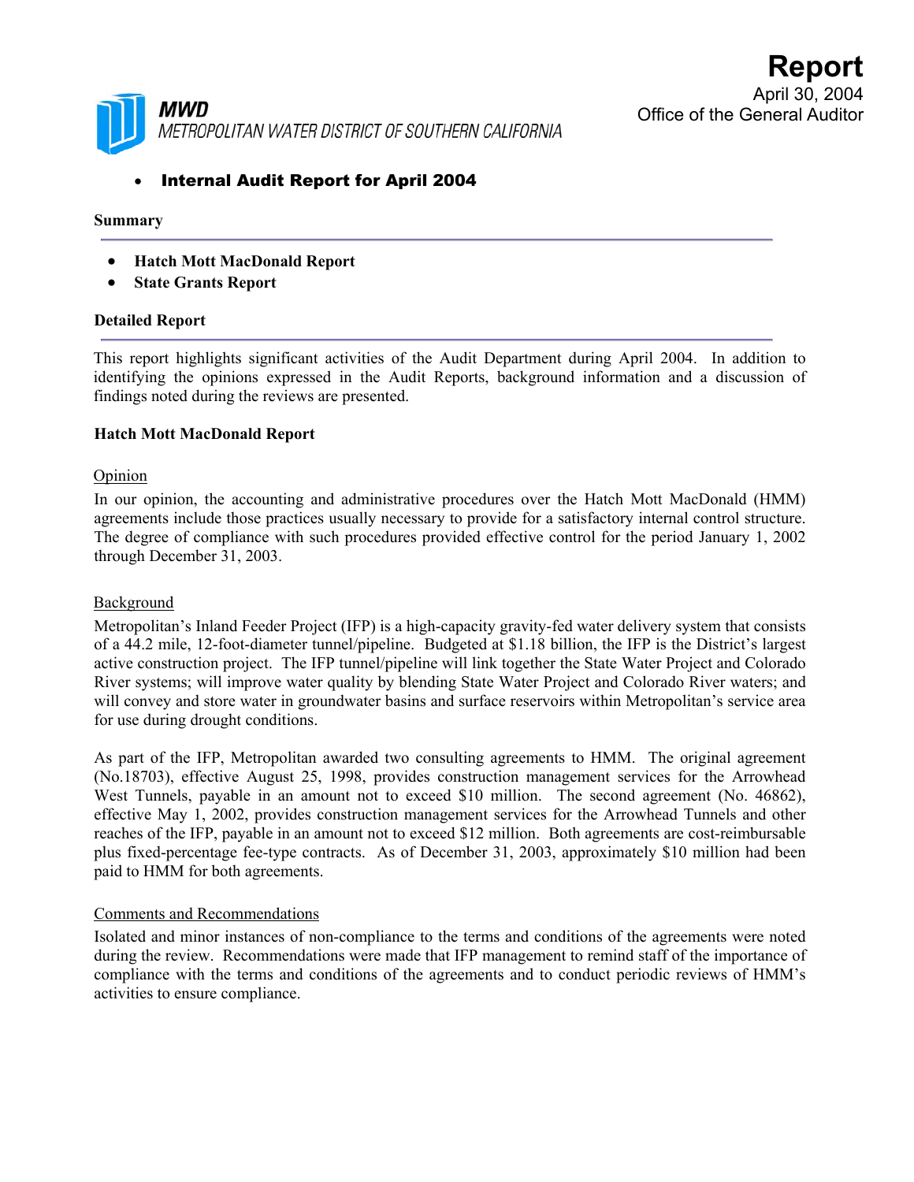# Report

April 30, 2004
Office of the General Auditor

MWD
METROPOLITAN WATER DISTRICT OF SOUTHERN CALIFORNIA

- **Internal Audit Report for April 2004**

## Summary

- **Hatch Mott MacDonald Report**
- **State Grants Report**

## Detailed Report

This report highlights significant activities of the Audit Department during April 2004. In addition to identifying the opinions expressed in the Audit Reports, background information and a discussion of findings noted during the reviews are presented.

### Hatch Mott MacDonald Report

Opinion

In our opinion, the accounting and administrative procedures over the Hatch Mott MacDonald (HMM) agreements include those practices usually necessary to provide for a satisfactory internal control structure. The degree of compliance with such procedures provided effective control for the period January 1, 2002 through December 31, 2003.

Background

Metropolitan's Inland Feeder Project (IFP) is a high-capacity gravity-fed water delivery system that consists of a 44.2 mile, 12-foot-diameter tunnel/pipeline. Budgeted at $1.18 billion, the IFP is the District's largest active construction project. The IFP tunnel/pipeline will link together the State Water Project and Colorado River systems; will improve water quality by blending State Water Project and Colorado River waters; and will convey and store water in groundwater basins and surface reservoirs within Metropolitan's service area for use during drought conditions.

As part of the IFP, Metropolitan awarded two consulting agreements to HMM. The original agreement (No.18703), effective August 25, 1998, provides construction management services for the Arrowhead West Tunnels, payable in an amount not to exceed $10 million. The second agreement (No. 46862), effective May 1, 2002, provides construction management services for the Arrowhead Tunnels and other reaches of the IFP, payable in an amount not to exceed $12 million. Both agreements are cost-reimbursable plus fixed-percentage fee-type contracts. As of December 31, 2003, approximately $10 million had been paid to HMM for both agreements.

Comments and Recommendations

Isolated and minor instances of non-compliance to the terms and conditions of the agreements were noted during the review. Recommendations were made that IFP management to remind staff of the importance of compliance with the terms and conditions of the agreements and to conduct periodic reviews of HMM's activities to ensure compliance.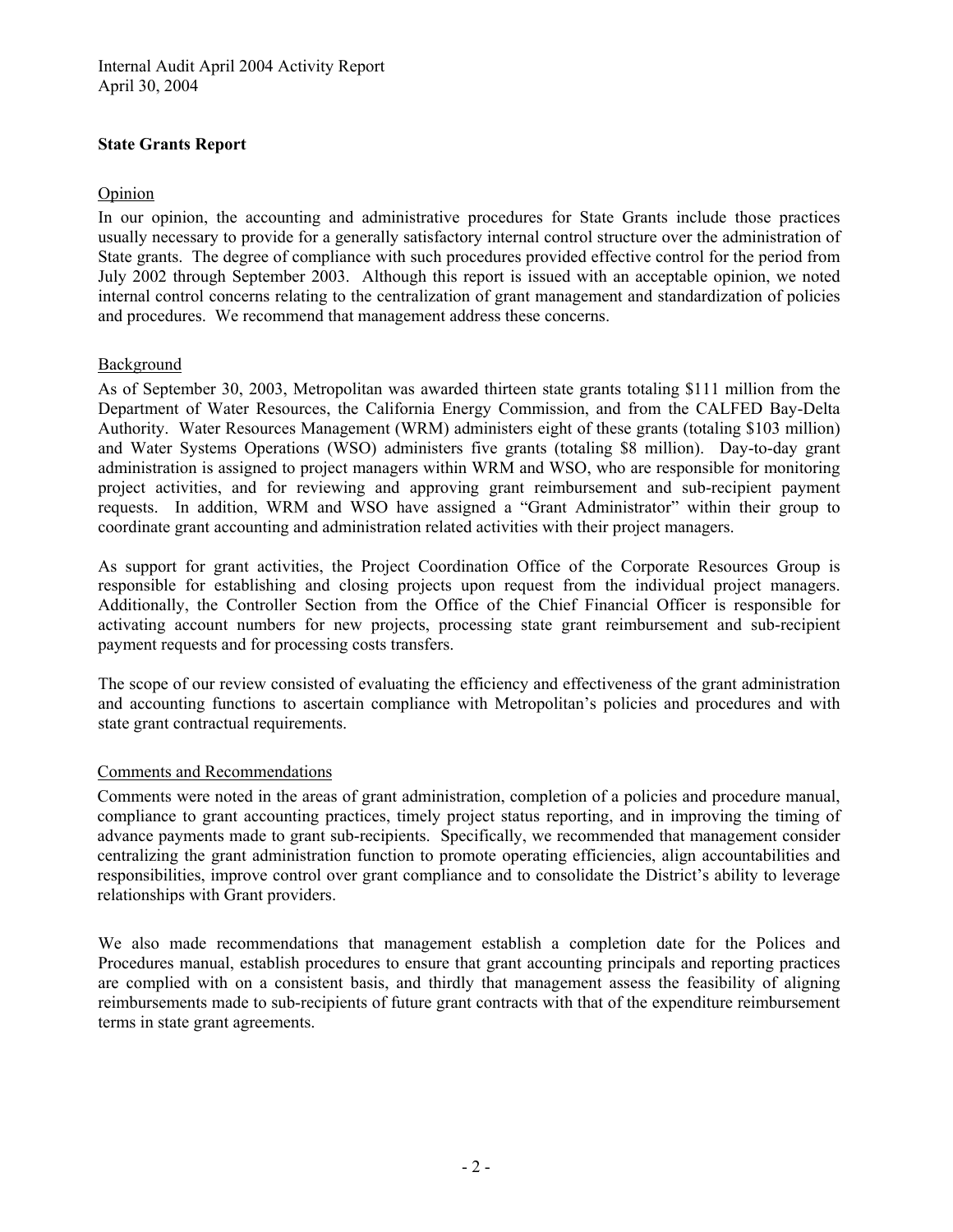**State Grants Report**

Opinion

In our opinion, the accounting and administrative procedures for State Grants include those practices usually necessary to provide for a generally satisfactory internal control structure over the administration of State grants. The degree of compliance with such procedures provided effective control for the period from July 2002 through September 2003. Although this report is issued with an acceptable opinion, we noted internal control concerns relating to the centralization of grant management and standardization of policies and procedures. We recommend that management address these concerns.

Background

As of September 30, 2003, Metropolitan was awarded thirteen state grants totaling \$111 million from the Department of Water Resources, the California Energy Commission, and from the CALFED Bay-Delta Authority. Water Resources Management (WRM) administers eight of these grants (totaling \$103 million) and Water Systems Operations (WSO) administers five grants (totaling \$8 million). Day-to-day grant administration is assigned to project managers within WRM and WSO, who are responsible for monitoring project activities, and for reviewing and approving grant reimbursement and sub-recipient payment requests. In addition, WRM and WSO have assigned a "Grant Administrator" within their group to coordinate grant accounting and administration related activities with their project managers.

As support for grant activities, the Project Coordination Office of the Corporate Resources Group is responsible for establishing and closing projects upon request from the individual project managers. Additionally, the Controller Section from the Office of the Chief Financial Officer is responsible for activating account numbers for new projects, processing state grant reimbursement and sub-recipient payment requests and for processing costs transfers.

The scope of our review consisted of evaluating the efficiency and effectiveness of the grant administration and accounting functions to ascertain compliance with Metropolitan's policies and procedures and with state grant contractual requirements.

Comments and Recommendations

Comments were noted in the areas of grant administration, completion of a policies and procedure manual, compliance to grant accounting practices, timely project status reporting, and in improving the timing of advance payments made to grant sub-recipients. Specifically, we recommended that management consider centralizing the grant administration function to promote operating efficiencies, align accountabilities and responsibilities, improve control over grant compliance and to consolidate the District's ability to leverage relationships with Grant providers.

We also made recommendations that management establish a completion date for the Polices and Procedures manual, establish procedures to ensure that grant accounting principals and reporting practices are complied with on a consistent basis, and thirdly that management assess the feasibility of aligning reimbursements made to sub-recipients of future grant contracts with that of the expenditure reimbursement terms in state grant agreements.